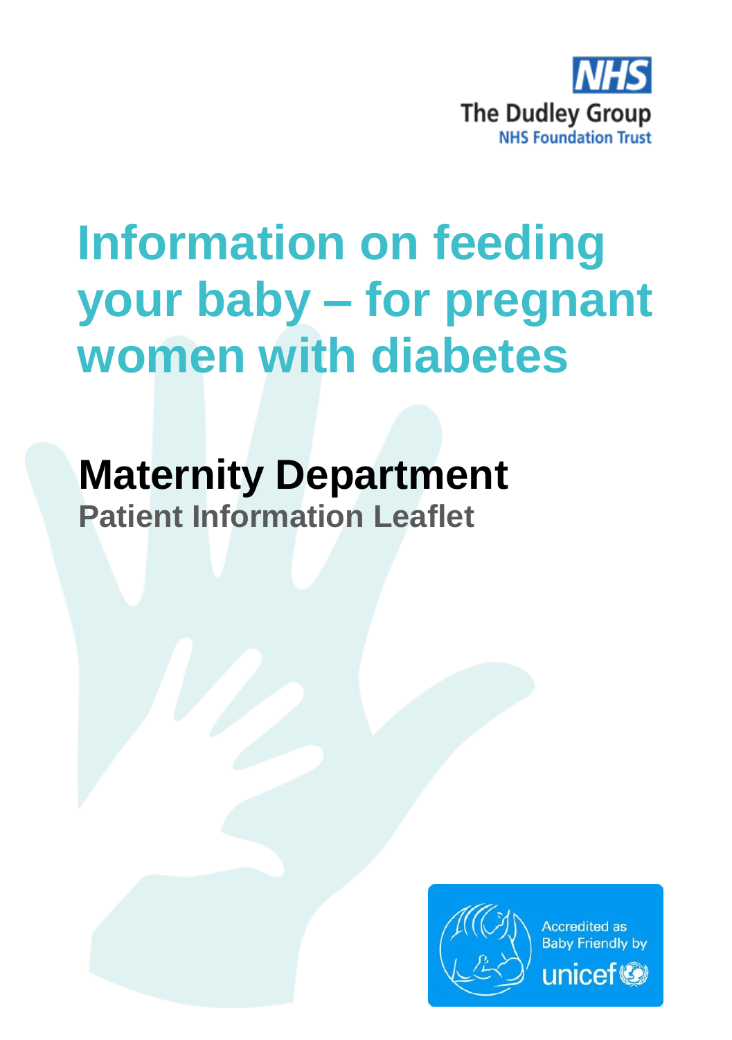NHS
The Dudley Group
NHS Foundation Trust

# Information on feeding your baby – for pregnant women with diabetes

## Maternity Department

### Patient Information Leaflet

Accredited as Baby Friendly by unicef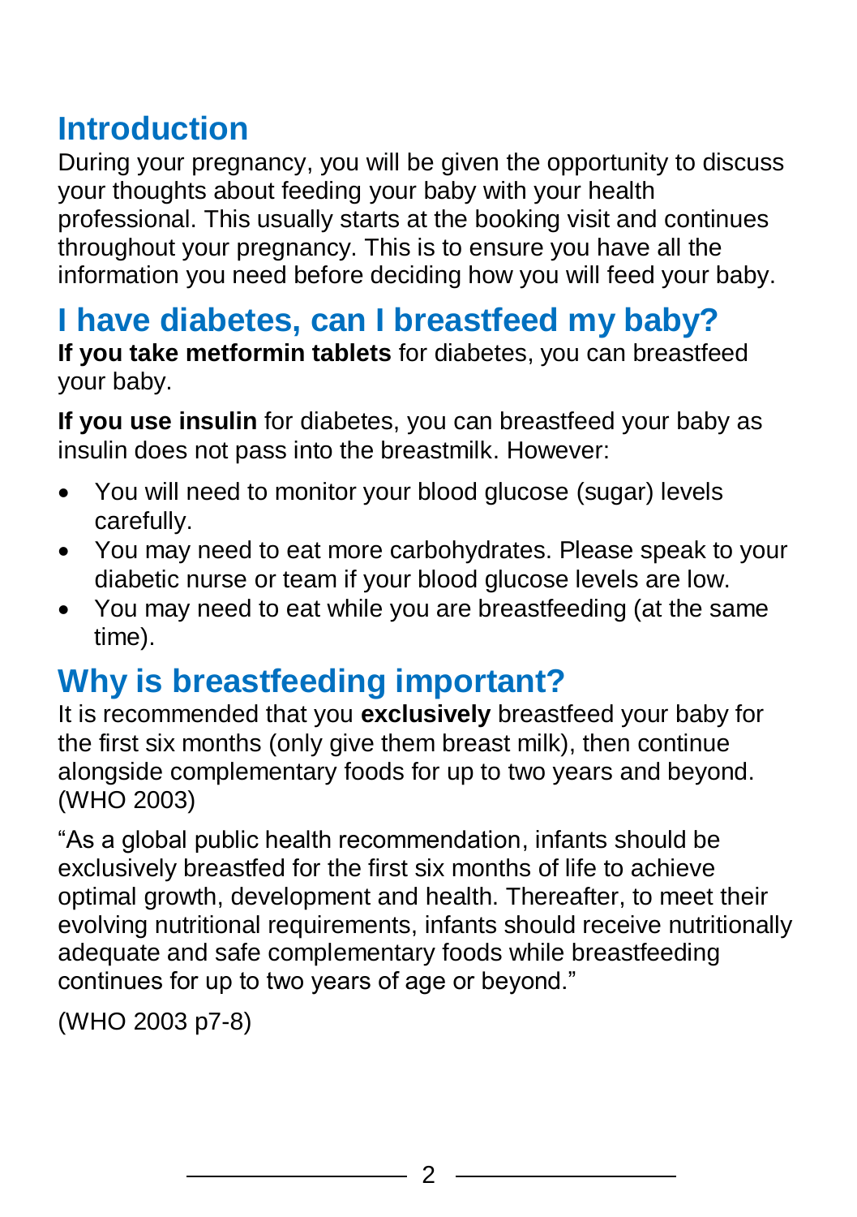## Introduction

During your pregnancy, you will be given the opportunity to discuss your thoughts about feeding your baby with your health professional. This usually starts at the booking visit and continues throughout your pregnancy. This is to ensure you have all the information you need before deciding how you will feed your baby.

## I have diabetes, can I breastfeed my baby?

**If you take metformin tablets** for diabetes, you can breastfeed your baby.

**If you use insulin** for diabetes, you can breastfeed your baby as insulin does not pass into the breastmilk. However:

- You will need to monitor your blood glucose (sugar) levels carefully.
- You may need to eat more carbohydrates. Please speak to your diabetic nurse or team if your blood glucose levels are low.
- You may need to eat while you are breastfeeding (at the same time).

## Why is breastfeeding important?

It is recommended that you **exclusively** breastfeed your baby for the first six months (only give them breast milk), then continue alongside complementary foods for up to two years and beyond. (WHO 2003)

"As a global public health recommendation, infants should be exclusively breastfed for the first six months of life to achieve optimal growth, development and health. Thereafter, to meet their evolving nutritional requirements, infants should receive nutritionally adequate and safe complementary foods while breastfeeding continues for up to two years of age or beyond."

(WHO 2003 p7-8)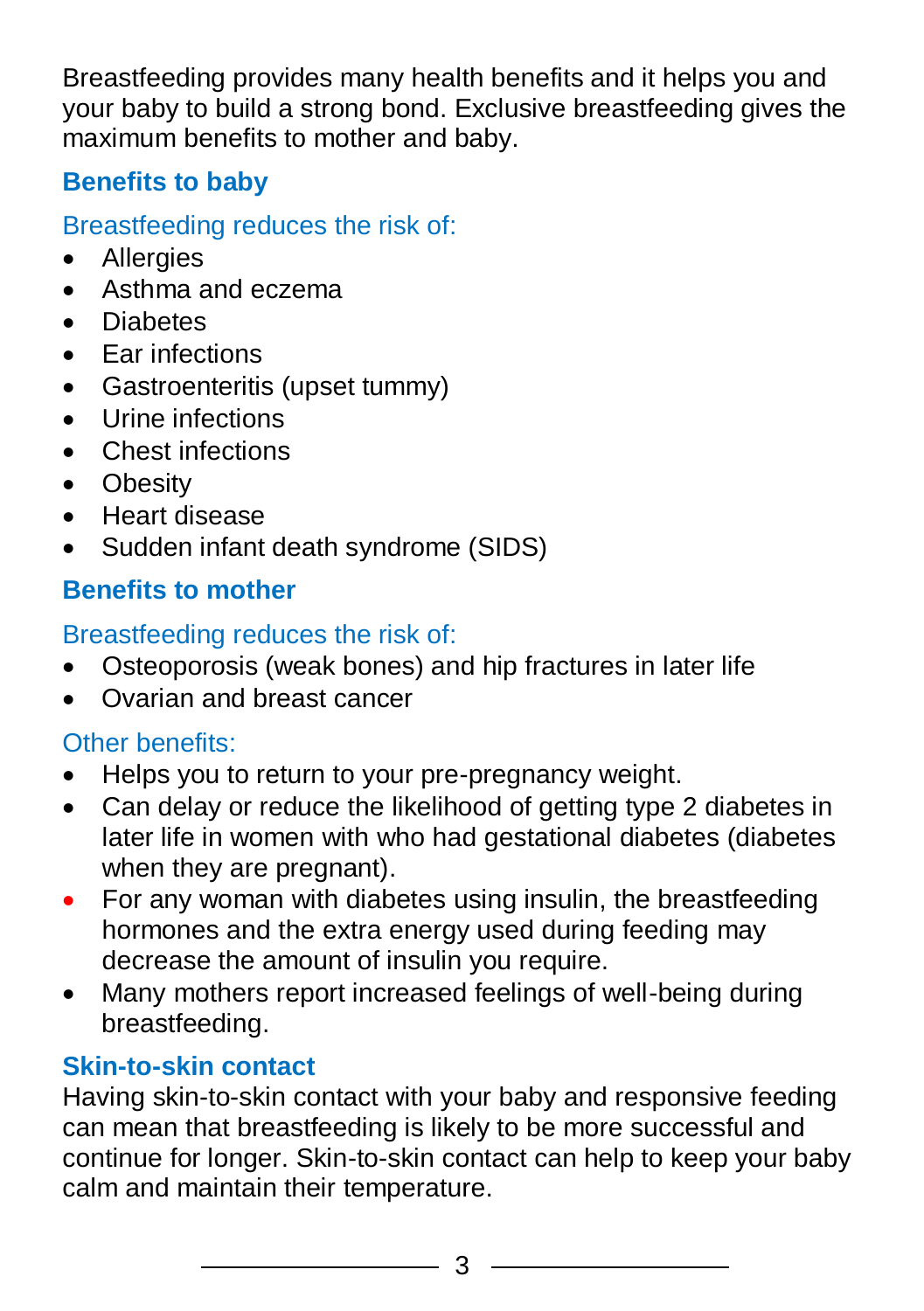Breastfeeding provides many health benefits and it helps you and your baby to build a strong bond. Exclusive breastfeeding gives the maximum benefits to mother and baby.

## Benefits to baby

### Breastfeeding reduces the risk of:

- Allergies
- Asthma and eczema
- Diabetes
- Ear infections
- Gastroenteritis (upset tummy)
- Urine infections
- Chest infections
- Obesity
- Heart disease
- Sudden infant death syndrome (SIDS)

## Benefits to mother

### Breastfeeding reduces the risk of:

- Osteoporosis (weak bones) and hip fractures in later life
- Ovarian and breast cancer

### Other benefits:

- Helps you to return to your pre-pregnancy weight.
- Can delay or reduce the likelihood of getting type 2 diabetes in later life in women with who had gestational diabetes (diabetes when they are pregnant).
- For any woman with diabetes using insulin, the breastfeeding hormones and the extra energy used during feeding may decrease the amount of insulin you require.
- Many mothers report increased feelings of well-being during breastfeeding.

## Skin-to-skin contact

Having skin-to-skin contact with your baby and responsive feeding can mean that breastfeeding is likely to be more successful and continue for longer. Skin-to-skin contact can help to keep your baby calm and maintain their temperature.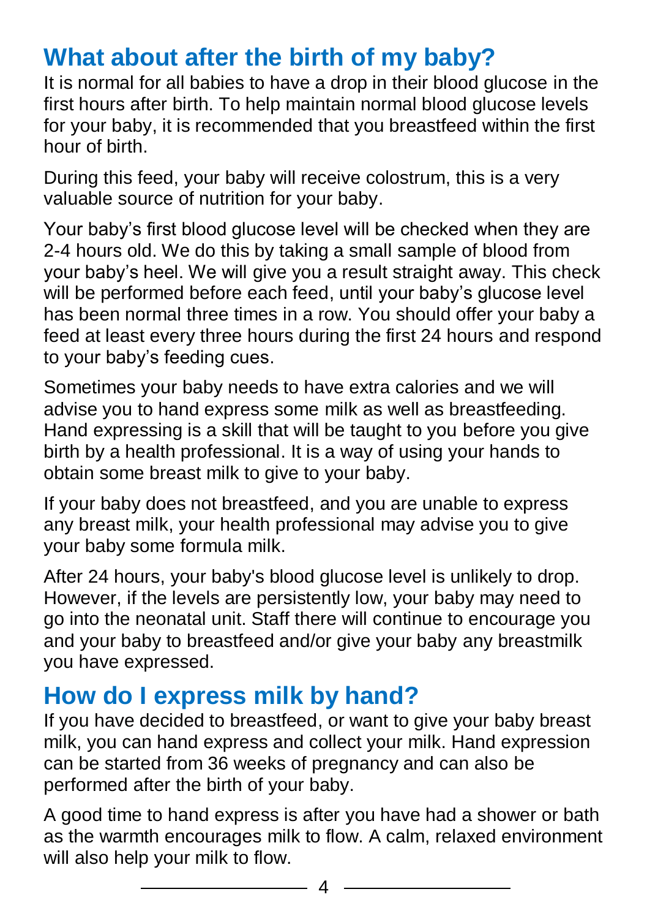## What about after the birth of my baby?

It is normal for all babies to have a drop in their blood glucose in the first hours after birth. To help maintain normal blood glucose levels for your baby, it is recommended that you breastfeed within the first hour of birth.

During this feed, your baby will receive colostrum, this is a very valuable source of nutrition for your baby.

Your baby's first blood glucose level will be checked when they are 2-4 hours old. We do this by taking a small sample of blood from your baby's heel. We will give you a result straight away. This check will be performed before each feed, until your baby's glucose level has been normal three times in a row. You should offer your baby a feed at least every three hours during the first 24 hours and respond to your baby's feeding cues.

Sometimes your baby needs to have extra calories and we will advise you to hand express some milk as well as breastfeeding. Hand expressing is a skill that will be taught to you before you give birth by a health professional. It is a way of using your hands to obtain some breast milk to give to your baby.

If your baby does not breastfeed, and you are unable to express any breast milk, your health professional may advise you to give your baby some formula milk.

After 24 hours, your baby's blood glucose level is unlikely to drop. However, if the levels are persistently low, your baby may need to go into the neonatal unit. Staff there will continue to encourage you and your baby to breastfeed and/or give your baby any breastmilk you have expressed.

## How do I express milk by hand?

If you have decided to breastfeed, or want to give your baby breast milk, you can hand express and collect your milk. Hand expression can be started from 36 weeks of pregnancy and can also be performed after the birth of your baby.

A good time to hand express is after you have had a shower or bath as the warmth encourages milk to flow. A calm, relaxed environment will also help your milk to flow.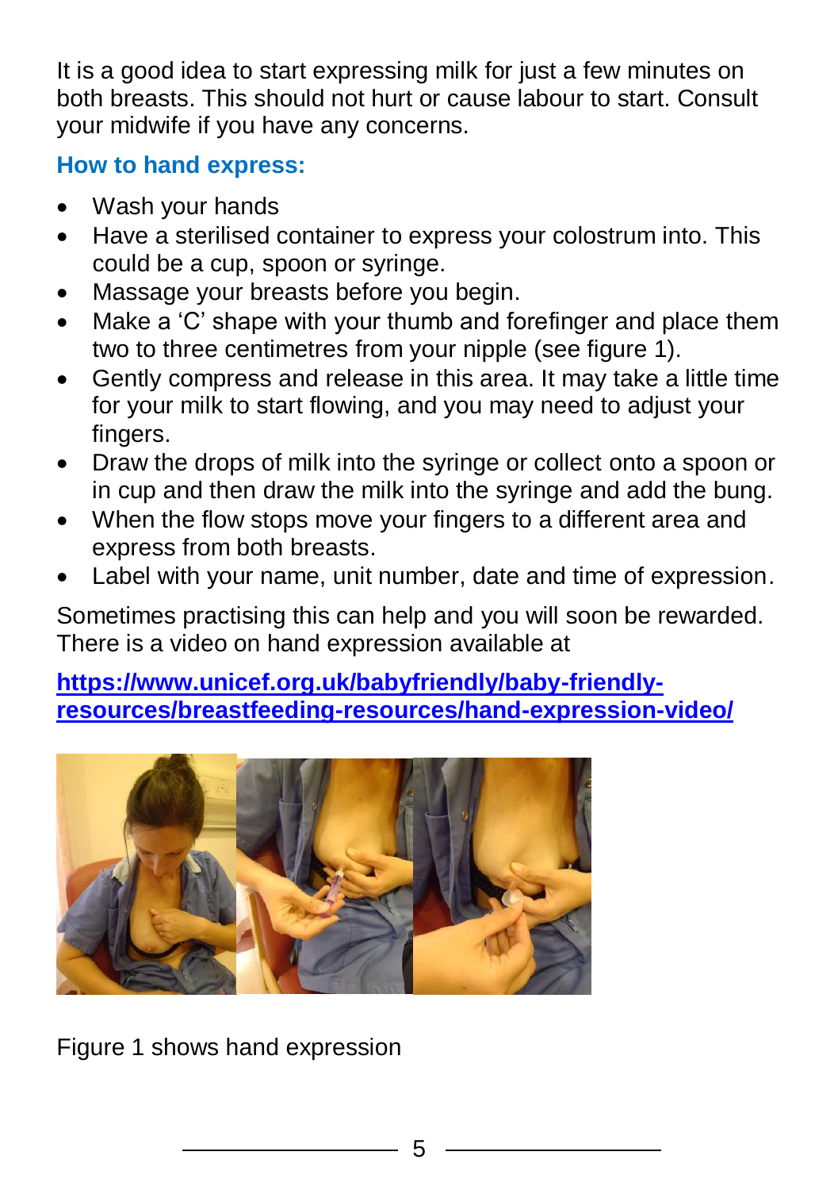It is a good idea to start expressing milk for just a few minutes on both breasts. This should not hurt or cause labour to start. Consult your midwife if you have any concerns.

### How to hand express:

- Wash your hands
- Have a sterilised container to express your colostrum into. This could be a cup, spoon or syringe.
- Massage your breasts before you begin.
- Make a 'C' shape with your thumb and forefinger and place them two to three centimetres from your nipple (see figure 1).
- Gently compress and release in this area. It may take a little time for your milk to start flowing, and you may need to adjust your fingers.
- Draw the drops of milk into the syringe or collect onto a spoon or in cup and then draw the milk into the syringe and add the bung.
- When the flow stops move your fingers to a different area and express from both breasts.
- Label with your name, unit number, date and time of expression.

Sometimes practising this can help and you will soon be rewarded. There is a video on hand expression available at

**https://www.unicef.org.uk/babyfriendly/baby-friendly-resources/breastfeeding-resources/hand-expression-video/**

Figure 1 shows hand expression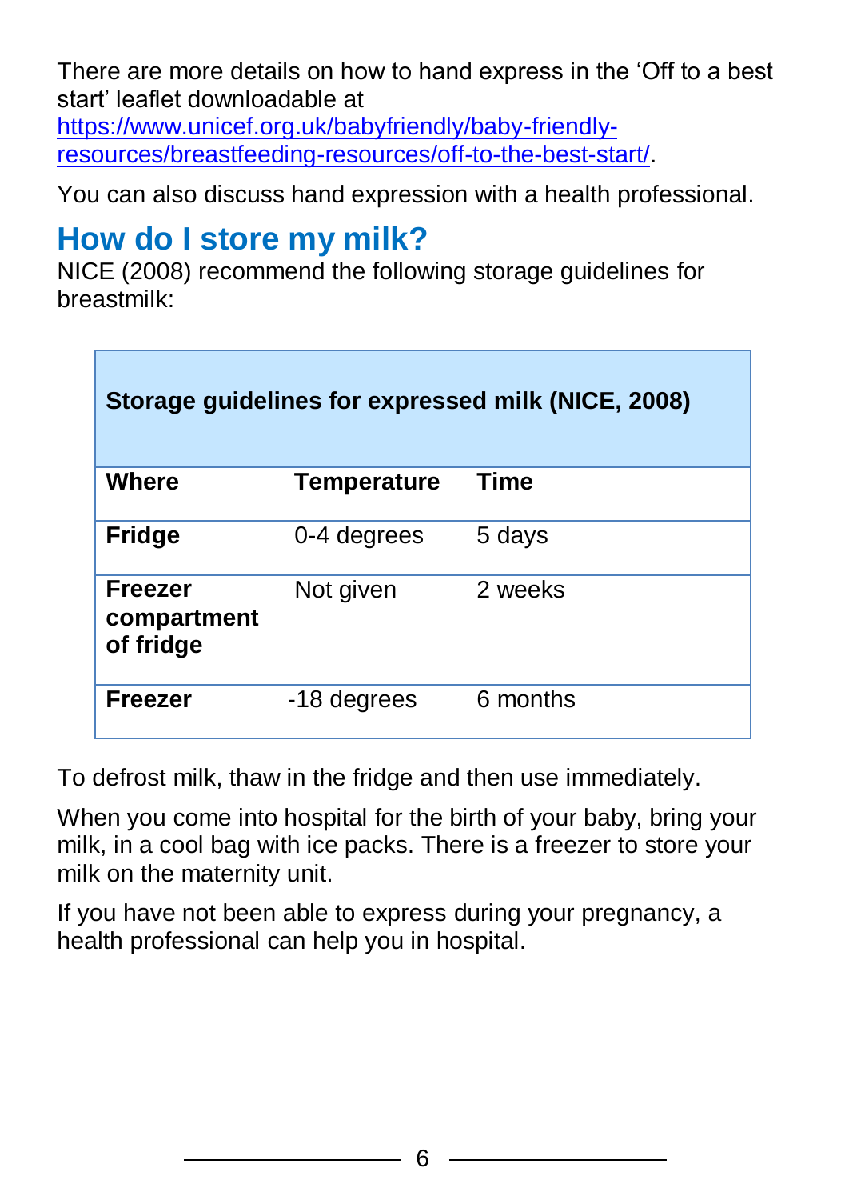There are more details on how to hand express in the 'Off to a best start' leaflet downloadable at [https://www.unicef.org.uk/babyfriendly/baby-friendly-resources/breastfeeding-resources/off-to-the-best-start/](https://www.unicef.org.uk/babyfriendly/baby-friendly-resources/breastfeeding-resources/off-to-the-best-start/).

You can also discuss hand expression with a health professional.

## How do I store my milk?

NICE (2008) recommend the following storage guidelines for breastmilk:

| **Storage guidelines for expressed milk (NICE, 2008)** | | |
|---|---|---|
| **Where** | **Temperature** | **Time** |
| **Fridge** | 0-4 degrees | 5 days |
| **Freezer compartment of fridge** | Not given | 2 weeks |
| **Freezer** | -18 degrees | 6 months |

To defrost milk, thaw in the fridge and then use immediately.

When you come into hospital for the birth of your baby, bring your milk, in a cool bag with ice packs. There is a freezer to store your milk on the maternity unit.

If you have not been able to express during your pregnancy, a health professional can help you in hospital.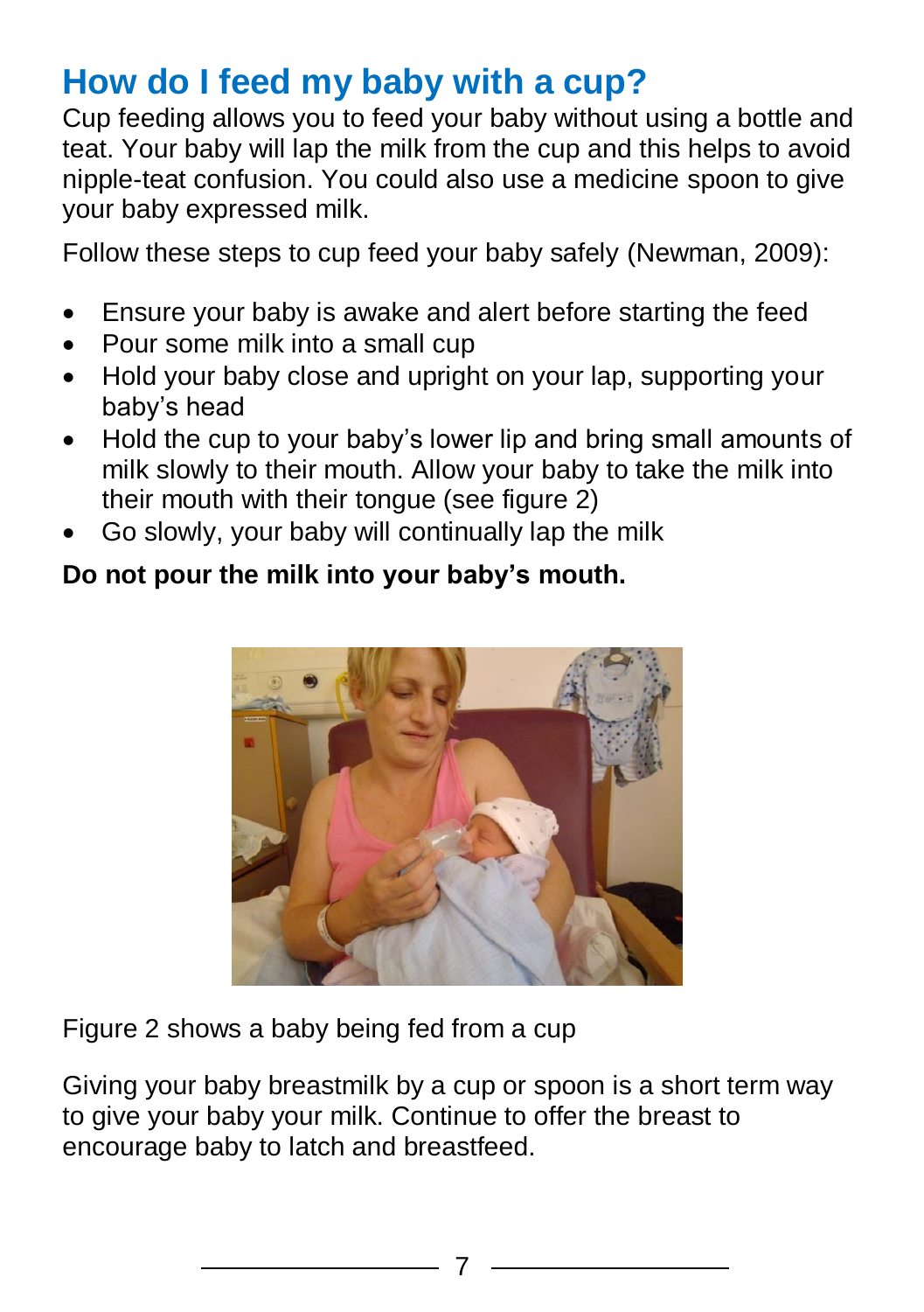## How do I feed my baby with a cup?

Cup feeding allows you to feed your baby without using a bottle and teat. Your baby will lap the milk from the cup and this helps to avoid nipple-teat confusion. You could also use a medicine spoon to give your baby expressed milk.

Follow these steps to cup feed your baby safely (Newman, 2009):

- Ensure your baby is awake and alert before starting the feed
- Pour some milk into a small cup
- Hold your baby close and upright on your lap, supporting your baby's head
- Hold the cup to your baby's lower lip and bring small amounts of milk slowly to their mouth. Allow your baby to take the milk into their mouth with their tongue (see figure 2)
- Go slowly, your baby will continually lap the milk

**Do not pour the milk into your baby's mouth.**

Figure 2 shows a baby being fed from a cup

Giving your baby breastmilk by a cup or spoon is a short term way to give your baby your milk. Continue to offer the breast to encourage baby to latch and breastfeed.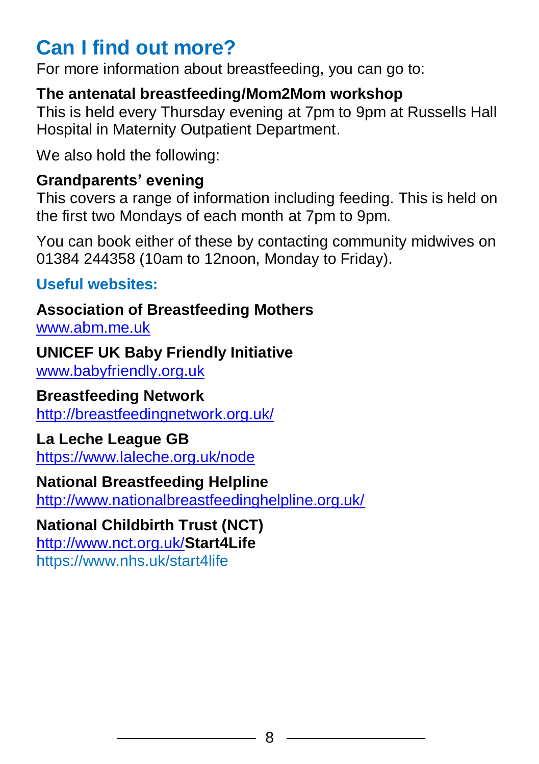## Can I find out more?

For more information about breastfeeding, you can go to:

**The antenatal breastfeeding/Mom2Mom workshop**
This is held every Thursday evening at 7pm to 9pm at Russells Hall Hospital in Maternity Outpatient Department.

We also hold the following:

**Grandparents' evening**
This covers a range of information including feeding. This is held on the first two Mondays of each month at 7pm to 9pm.

You can book either of these by contacting community midwives on 01384 244358 (10am to 12noon, Monday to Friday).

### Useful websites:

**Association of Breastfeeding Mothers**
www.abm.me.uk

**UNICEF UK Baby Friendly Initiative**
www.babyfriendly.org.uk

**Breastfeeding Network**
http://breastfeedingnetwork.org.uk/

**La Leche League GB**
https://www.laleche.org.uk/node

**National Breastfeeding Helpline**
http://www.nationalbreastfeedinghelpline.org.uk/

**National Childbirth Trust (NCT)**
http://www.nct.org.uk/

**Start4Life**
https://www.nhs.uk/start4life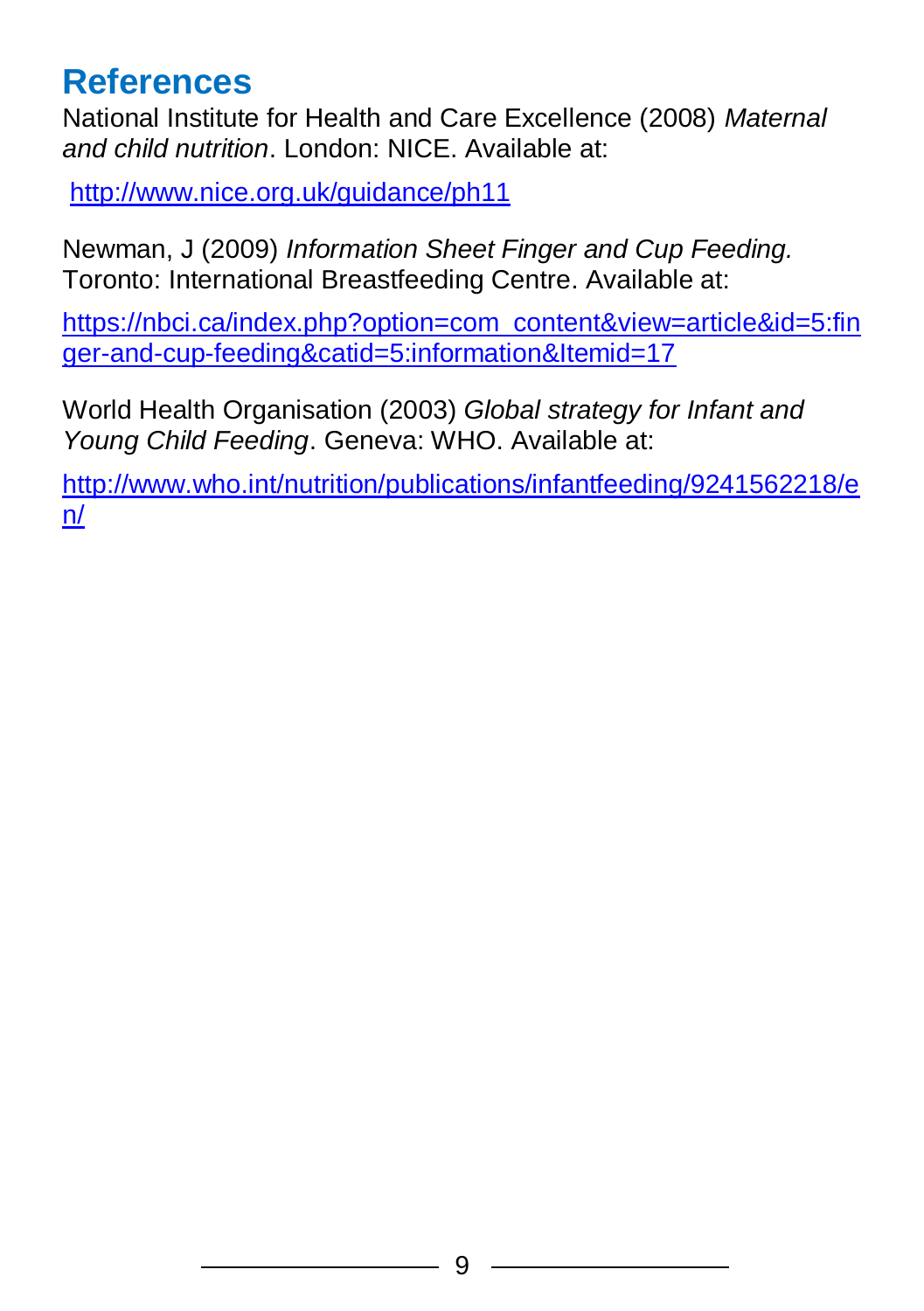## References

National Institute for Health and Care Excellence (2008) *Maternal and child nutrition*. London: NICE. Available at:

http://www.nice.org.uk/guidance/ph11

Newman, J (2009) *Information Sheet Finger and Cup Feeding.* Toronto: International Breastfeeding Centre. Available at:

https://nbci.ca/index.php?option=com_content&view=article&id=5:finger-and-cup-feeding&catid=5:information&Itemid=17

World Health Organisation (2003) *Global strategy for Infant and Young Child Feeding*. Geneva: WHO. Available at:

http://www.who.int/nutrition/publications/infantfeeding/9241562218/en/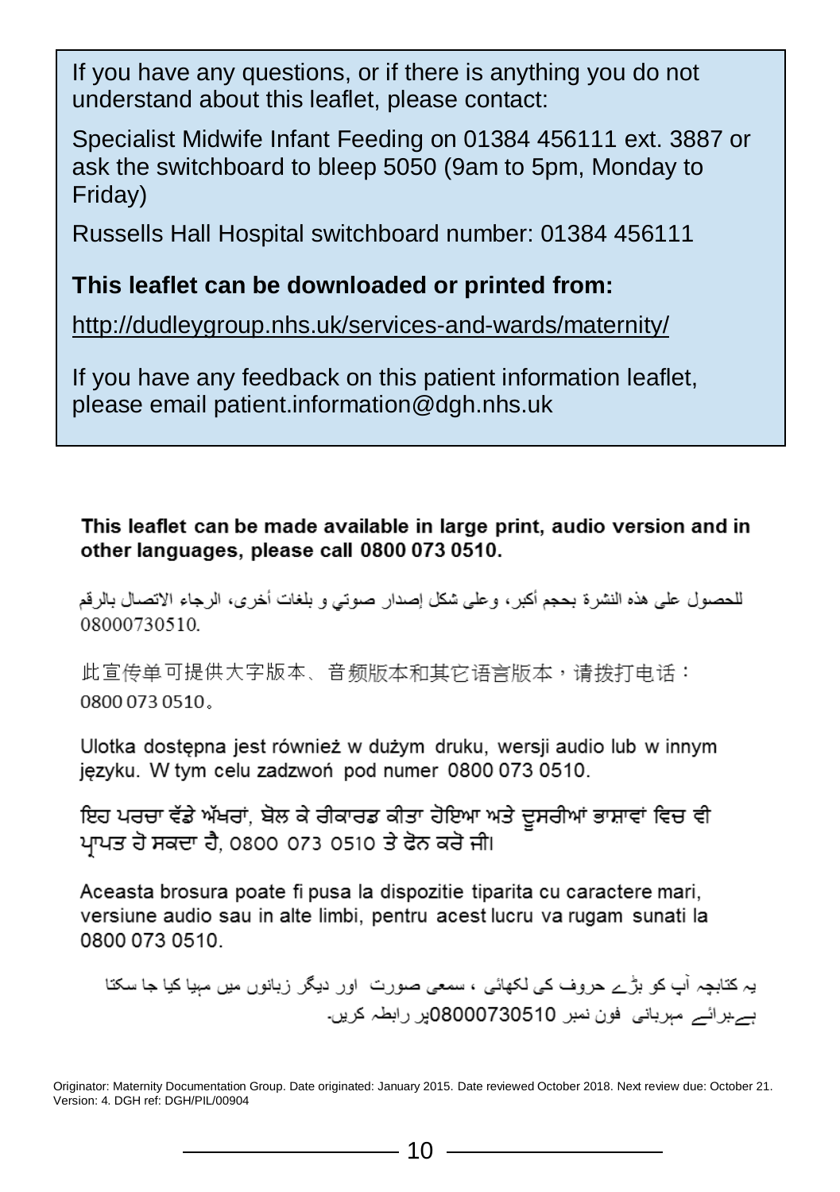If you have any questions, or if there is anything you do not understand about this leaflet, please contact:

Specialist Midwife Infant Feeding on 01384 456111 ext. 3887 or ask the switchboard to bleep 5050 (9am to 5pm, Monday to Friday)

Russells Hall Hospital switchboard number: 01384 456111

**This leaflet can be downloaded or printed from:**

http://dudleygroup.nhs.uk/services-and-wards/maternity/

If you have any feedback on this patient information leaflet, please email patient.information@dgh.nhs.uk

**This leaflet can be made available in large print, audio version and in other languages, please call 0800 073 0510.**

للحصول على هذه النشرة بحجم أكبر، وعلى شكل إصدار صوتي و بلغات أخرى، الرجاء الاتصال بالرقم 08000730510.

此宣传单可提供大字版本、音频版本和其它语言版本，请拨打电话：0800 073 0510。

Ulotka dostępna jest również w dużym druku, wersji audio lub w innym języku. W tym celu zadzwoń pod numer 0800 073 0510.

ਇਹ ਪਰਚਾ ਵੱਡੇ ਅੱਖਰਾਂ, ਬੋਲ ਕੇ ਰੀਕਾਰਡ ਕੀਤਾ ਹੋਇਆ ਅਤੇ ਦੂਸਰੀਆਂ ਭਾਸ਼ਾਵਾਂ ਵਿਚ ਵੀ ਪ੍ਰਾਪਤ ਹੋ ਸਕਦਾ ਹੈ, 0800 073 0510 ਤੇ ਫੋਨ ਕਰੋ ਜੀ।

Aceasta brosura poate fi pusa la dispozitie tiparita cu caractere mari, versiune audio sau in alte limbi, pentru acest lucru va rugam sunati la 0800 073 0510.

یہ کتابچہ آپ کو بڑے حروف کی لکھائی ، سمعی صورت اور دیگر زبانوں میں مہیا کیا جا سکتا ہے۔برائے مہربانی فون نمبر 08000730510پر رابطہ کریں۔

Originator: Maternity Documentation Group. Date originated: January 2015. Date reviewed October 2018. Next review due: October 21. Version: 4. DGH ref: DGH/PIL/00904